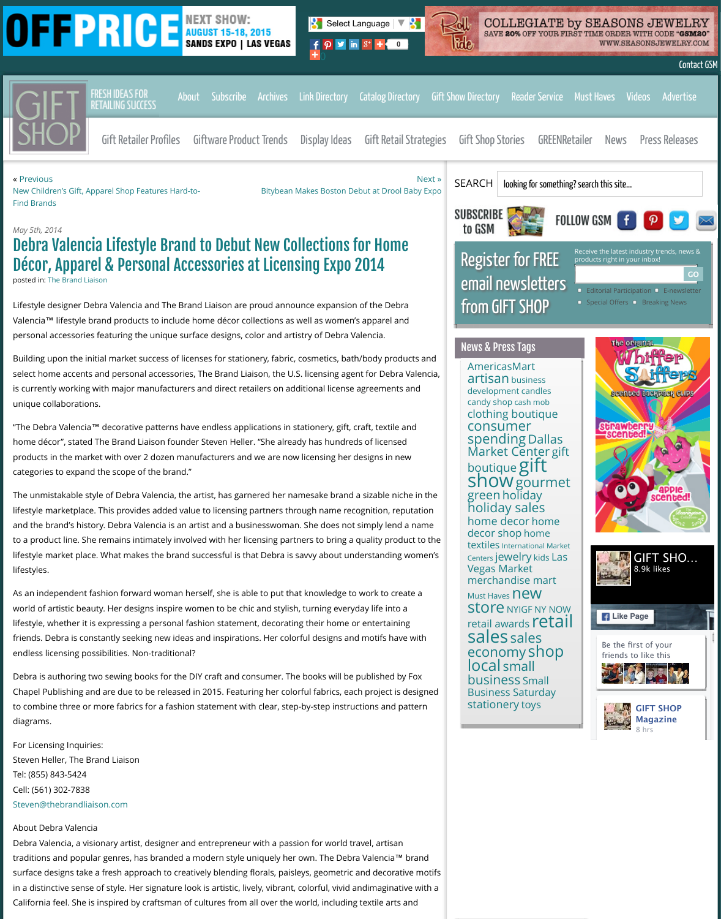« Previous
New Children's Gift, Apparel Shop Features Hard-to-Find Brands

Next »
Bitybean Makes Boston Debut at Drool Baby Expo

*May 5th, 2014*

# Debra Valencia Lifestyle Brand to Debut New Collections for Home Décor, Apparel & Personal Accessories at Licensing Expo 2014

posted in: The Brand Liaison

Lifestyle designer Debra Valencia and The Brand Liaison are proud announce expansion of the Debra Valencia™ lifestyle brand products to include home décor collections as well as women's apparel and personal accessories featuring the unique surface designs, color and artistry of Debra Valencia.

Building upon the initial market success of licenses for stationery, fabric, cosmetics, bath/body products and select home accents and personal accessories, The Brand Liaison, the U.S. licensing agent for Debra Valencia, is currently working with major manufacturers and direct retailers on additional license agreements and unique collaborations.

"The Debra Valencia™ decorative patterns have endless applications in stationery, gift, craft, textile and home décor", stated The Brand Liaison founder Steven Heller. "She already has hundreds of licensed products in the market with over 2 dozen manufacturers and we are now licensing her designs in new categories to expand the scope of the brand."

The unmistakable style of Debra Valencia, the artist, has garnered her namesake brand a sizable niche in the lifestyle marketplace. This provides added value to licensing partners through name recognition, reputation and the brand's history. Debra Valencia is an artist and a businesswoman. She does not simply lend a name to a product line. She remains intimately involved with her licensing partners to bring a quality product to the lifestyle market place. What makes the brand successful is that Debra is savvy about understanding women's lifestyles.

As an independent fashion forward woman herself, she is able to put that knowledge to work to create a world of artistic beauty. Her designs inspire women to be chic and stylish, turning everyday life into a lifestyle, whether it is expressing a personal fashion statement, decorating their home or entertaining friends. Debra is constantly seeking new ideas and inspirations. Her colorful designs and motifs have with endless licensing possibilities. Non-traditional?

Debra is authoring two sewing books for the DIY craft and consumer. The books will be published by Fox Chapel Publishing and are due to be released in 2015. Featuring her colorful fabrics, each project is designed to combine three or more fabrics for a fashion statement with clear, step-by-step instructions and pattern diagrams.

For Licensing Inquiries:
Steven Heller, The Brand Liaison
Tel: (855) 843-5424
Cell: (561) 302-7838
Steven@thebrandliaison.com

About Debra Valencia
Debra Valencia, a visionary artist, designer and entrepreneur with a passion for world travel, artisan traditions and popular genres, has branded a modern style uniquely her own. The Debra Valencia™ brand surface designs take a fresh approach to creatively blending florals, paisleys, geometric and decorative motifs in a distinctive sense of style. Her signature look is artistic, lively, vibrant, colorful, vivid andimaginative with a California feel. She is inspired by craftsman of cultures from all over the world, including textile arts and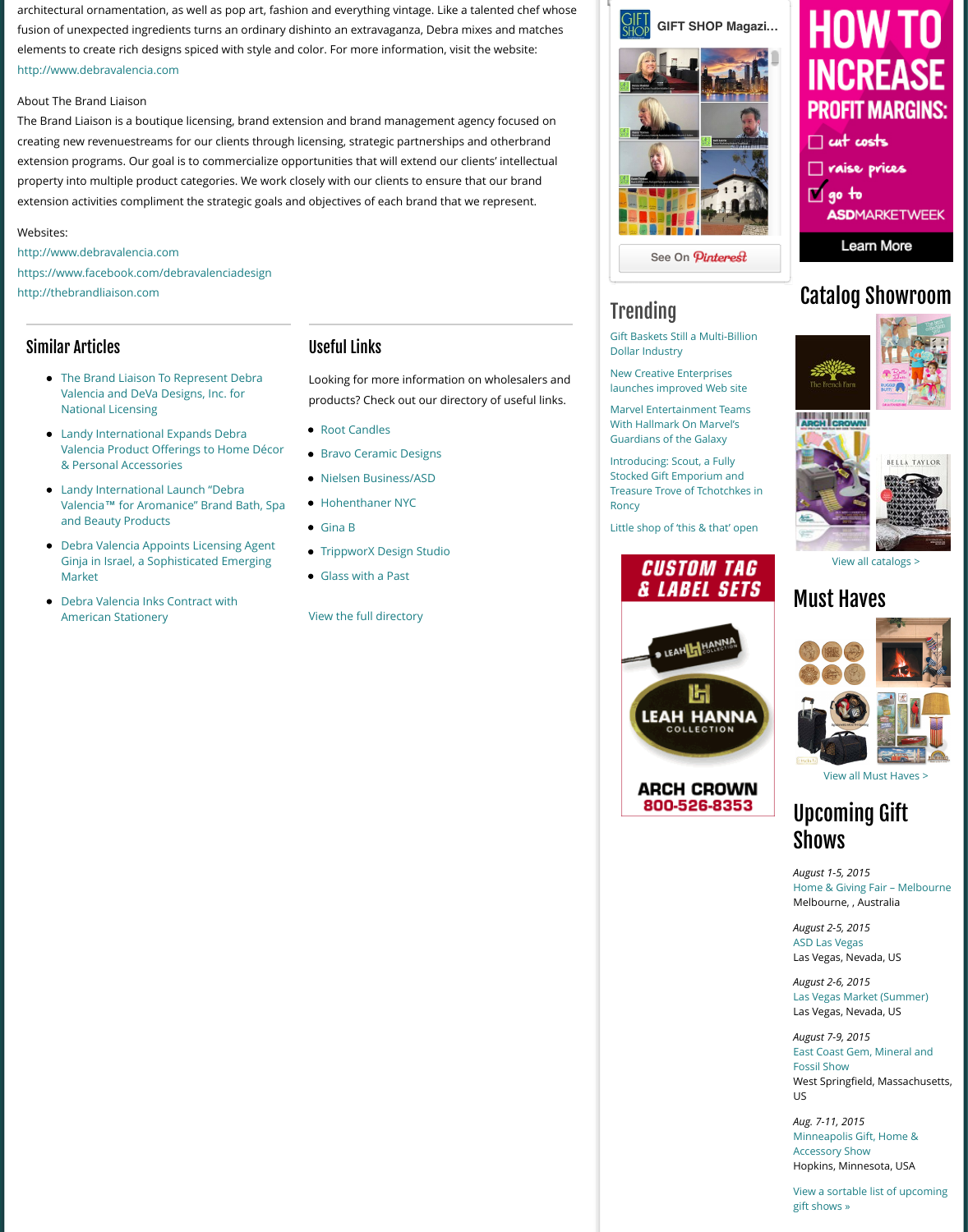architectural ornamentation, as well as pop art, fashion and everything vintage. Like a talented chef whose fusion of unexpected ingredients turns an ordinary dishinto an extravaganza, Debra mixes and matches elements to create rich designs spiced with style and color. For more information, visit the website: http://www.debravalencia.com

About The Brand Liaison

The Brand Liaison is a boutique licensing, brand extension and brand management agency focused on creating new revenuestreams for our clients through licensing, strategic partnerships and otherbrand extension programs. Our goal is to commercialize opportunities that will extend our clients' intellectual property into multiple product categories. We work closely with our clients to ensure that our brand extension activities compliment the strategic goals and objectives of each brand that we represent.

Websites:

http://www.debravalencia.com

https://www.facebook.com/debravalenciadesign

http://thebrandliaison.com

## Similar Articles

- The Brand Liaison To Represent Debra Valencia and DeVa Designs, Inc. for National Licensing
- Landy International Expands Debra Valencia Product Offerings to Home Décor & Personal Accessories
- Landy International Launch "Debra Valencia™ for Aromanice" Brand Bath, Spa and Beauty Products
- Debra Valencia Appoints Licensing Agent Ginja in Israel, a Sophisticated Emerging Market
- Debra Valencia Inks Contract with American Stationery

## Useful Links

Looking for more information on wholesalers and products? Check out our directory of useful links.

- Root Candles
- Bravo Ceramic Designs
- Nielsen Business/ASD
- Hohenthaner NYC
- Gina B
- TrippworX Design Studio
- Glass with a Past

View the full directory

GIFT SHOP Magazi...

See On Pinterest

## Trending

Gift Baskets Still a Multi-Billion Dollar Industry

New Creative Enterprises launches improved Web site

Marvel Entertainment Teams With Hallmark On Marvel's Guardians of the Galaxy

Introducing: Scout, a Fully Stocked Gift Emporium and Treasure Trove of Tchotchkes in Roncy

Little shop of 'this & that' open

CUSTOM TAG & LABEL SETS

LEAH HANNA COLLECTION

ARCH CROWN 800-526-8353

HOW TO INCREASE PROFIT MARGINS:
- cut costs
- raise prices
- go to ASDMARKETWEEK

Learn More

## Catalog Showroom

View all catalogs >

## Must Haves

View all Must Haves >

## Upcoming Gift Shows

*August 1-5, 2015*
Home & Giving Fair – Melbourne
Melbourne, , Australia

*August 2-5, 2015*
ASD Las Vegas
Las Vegas, Nevada, US

*August 2-6, 2015*
Las Vegas Market (Summer)
Las Vegas, Nevada, US

*August 7-9, 2015*
East Coast Gem, Mineral and Fossil Show
West Springfield, Massachusetts, US

*Aug. 7-11, 2015*
Minneapolis Gift, Home & Accessory Show
Hopkins, Minnesota, USA

View a sortable list of upcoming gift shows »